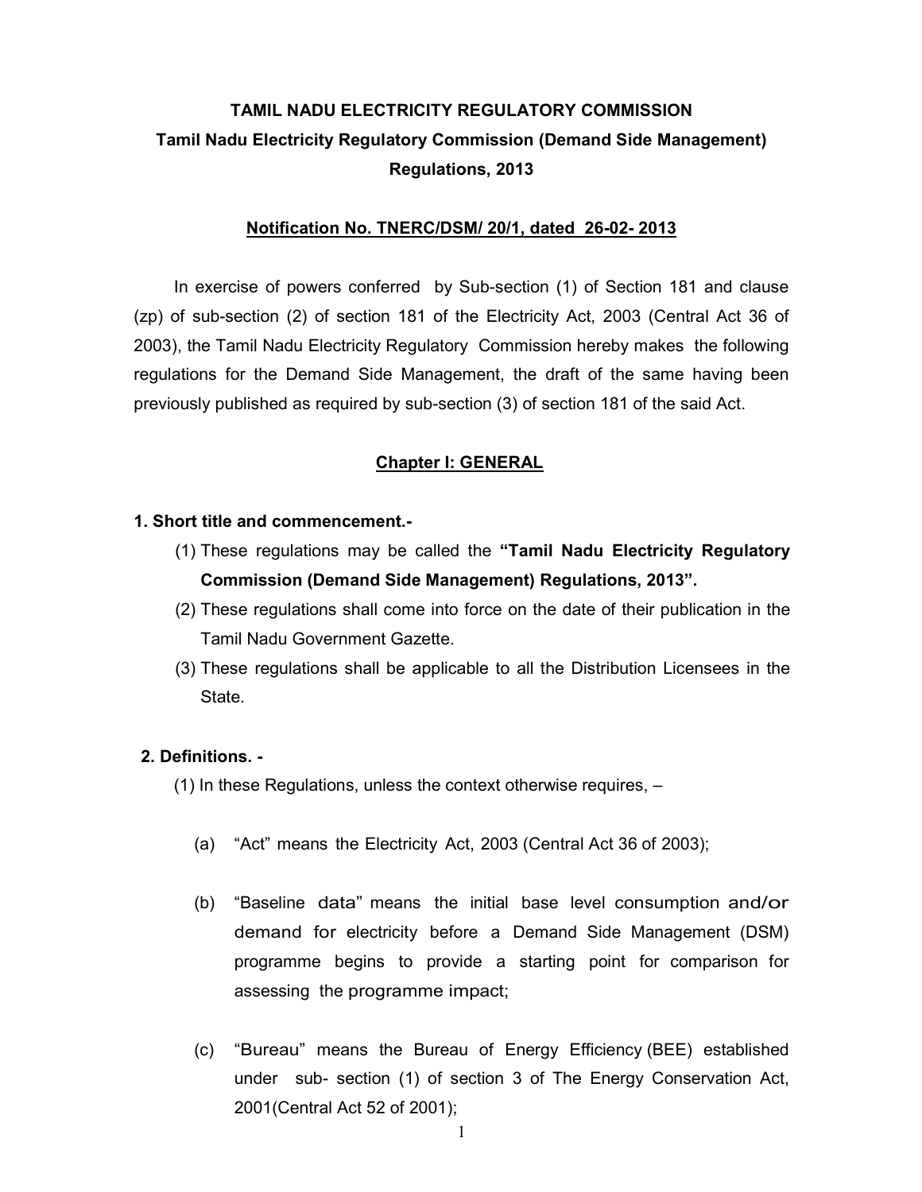# TAMIL NADU ELECTRICITY REGULATORY COMMISSION

## Tamil Nadu Electricity Regulatory Commission (Demand Side Management) Regulations, 2013

**Notification No. TNERC/DSM/ 20/1, dated 26-02- 2013**

In exercise of powers conferred by Sub-section (1) of Section 181 and clause (zp) of sub-section (2) of section 181 of the Electricity Act, 2003 (Central Act 36 of 2003), the Tamil Nadu Electricity Regulatory Commission hereby makes the following regulations for the Demand Side Management, the draft of the same having been previously published as required by sub-section (3) of section 181 of the said Act.

## Chapter I: GENERAL

### 1. Short title and commencement.-

(1) These regulations may be called the **"Tamil Nadu Electricity Regulatory Commission (Demand Side Management) Regulations, 2013".**

(2) These regulations shall come into force on the date of their publication in the Tamil Nadu Government Gazette.

(3) These regulations shall be applicable to all the Distribution Licensees in the State.

### 2. Definitions. -

(1) In these Regulations, unless the context otherwise requires, –

(a) "Act" means the Electricity Act, 2003 (Central Act 36 of 2003);

(b) "Baseline data" means the initial base level consumption and/or demand for electricity before a Demand Side Management (DSM) programme begins to provide a starting point for comparison for assessing the programme impact;

(c) "Bureau" means the Bureau of Energy Efficiency (BEE) established under sub- section (1) of section 3 of The Energy Conservation Act, 2001(Central Act 52 of 2001);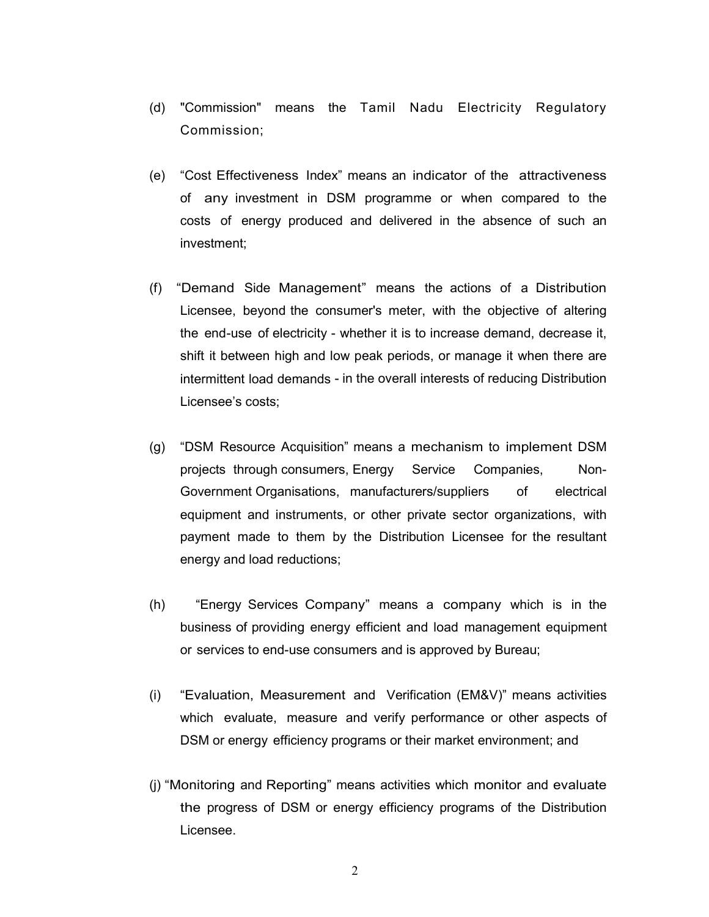(d) "Commission" means the Tamil Nadu Electricity Regulatory Commission;

(e) "Cost Effectiveness Index" means an indicator of the attractiveness of any investment in DSM programme or when compared to the costs of energy produced and delivered in the absence of such an investment;

(f) "Demand Side Management" means the actions of a Distribution Licensee, beyond the consumer's meter, with the objective of altering the end-use of electricity - whether it is to increase demand, decrease it, shift it between high and low peak periods, or manage it when there are intermittent load demands - in the overall interests of reducing Distribution Licensee's costs;

(g) "DSM Resource Acquisition" means a mechanism to implement DSM projects through consumers, Energy Service Companies, Non-Government Organisations, manufacturers/suppliers of electrical equipment and instruments, or other private sector organizations, with payment made to them by the Distribution Licensee for the resultant energy and load reductions;

(h) "Energy Services Company" means a company which is in the business of providing energy efficient and load management equipment or services to end-use consumers and is approved by Bureau;

(i) "Evaluation, Measurement and Verification (EM&V)" means activities which evaluate, measure and verify performance or other aspects of DSM or energy efficiency programs or their market environment; and

(j) "Monitoring and Reporting" means activities which monitor and evaluate the progress of DSM or energy efficiency programs of the Distribution Licensee.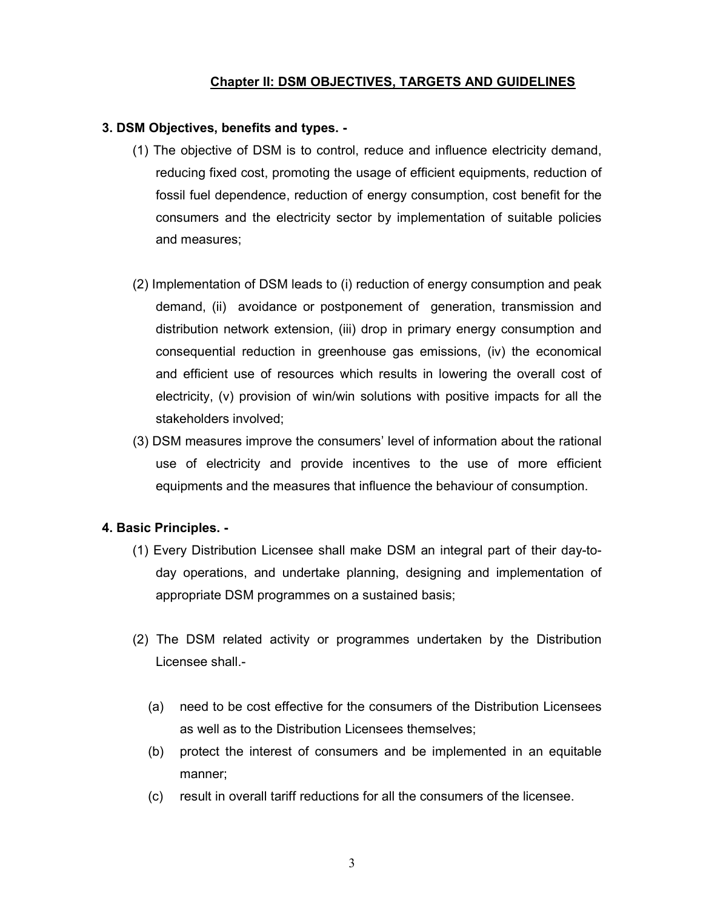## Chapter II: DSM OBJECTIVES, TARGETS AND GUIDELINES

**3. DSM Objectives, benefits and types. -**

(1) The objective of DSM is to control, reduce and influence electricity demand, reducing fixed cost, promoting the usage of efficient equipments, reduction of fossil fuel dependence, reduction of energy consumption, cost benefit for the consumers and the electricity sector by implementation of suitable policies and measures;

(2) Implementation of DSM leads to (i) reduction of energy consumption and peak demand, (ii) avoidance or postponement of generation, transmission and distribution network extension, (iii) drop in primary energy consumption and consequential reduction in greenhouse gas emissions, (iv) the economical and efficient use of resources which results in lowering the overall cost of electricity, (v) provision of win/win solutions with positive impacts for all the stakeholders involved;

(3) DSM measures improve the consumers' level of information about the rational use of electricity and provide incentives to the use of more efficient equipments and the measures that influence the behaviour of consumption.

**4. Basic Principles. -**

(1) Every Distribution Licensee shall make DSM an integral part of their day-to-day operations, and undertake planning, designing and implementation of appropriate DSM programmes on a sustained basis;

(2) The DSM related activity or programmes undertaken by the Distribution Licensee shall.-

(a) need to be cost effective for the consumers of the Distribution Licensees as well as to the Distribution Licensees themselves;

(b) protect the interest of consumers and be implemented in an equitable manner;

(c) result in overall tariff reductions for all the consumers of the licensee.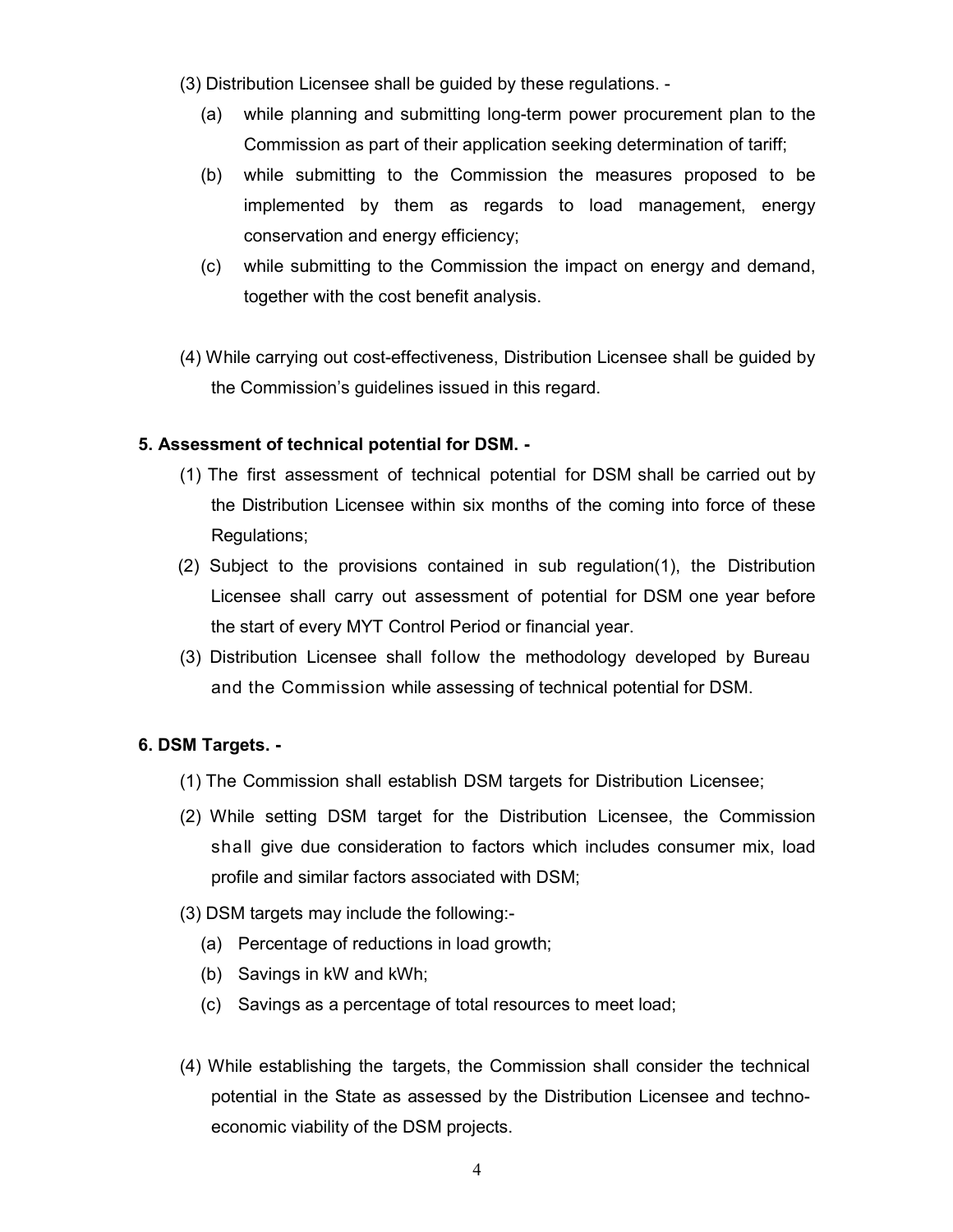(3) Distribution Licensee shall be guided by these regulations. -

- (a) while planning and submitting long-term power procurement plan to the Commission as part of their application seeking determination of tariff;
- (b) while submitting to the Commission the measures proposed to be implemented by them as regards to load management, energy conservation and energy efficiency;
- (c) while submitting to the Commission the impact on energy and demand, together with the cost benefit analysis.

(4) While carrying out cost-effectiveness, Distribution Licensee shall be guided by the Commission's guidelines issued in this regard.

**5. Assessment of technical potential for DSM. -**

(1) The first assessment of technical potential for DSM shall be carried out by the Distribution Licensee within six months of the coming into force of these Regulations;

(2) Subject to the provisions contained in sub regulation(1), the Distribution Licensee shall carry out assessment of potential for DSM one year before the start of every MYT Control Period or financial year.

(3) Distribution Licensee shall follow the methodology developed by Bureau and the Commission while assessing of technical potential for DSM.

**6. DSM Targets. -**

(1) The Commission shall establish DSM targets for Distribution Licensee;

(2) While setting DSM target for the Distribution Licensee, the Commission shall give due consideration to factors which includes consumer mix, load profile and similar factors associated with DSM;

(3) DSM targets may include the following:-

- (a) Percentage of reductions in load growth;
- (b) Savings in kW and kWh;
- (c) Savings as a percentage of total resources to meet load;

(4) While establishing the targets, the Commission shall consider the technical potential in the State as assessed by the Distribution Licensee and techno-economic viability of the DSM projects.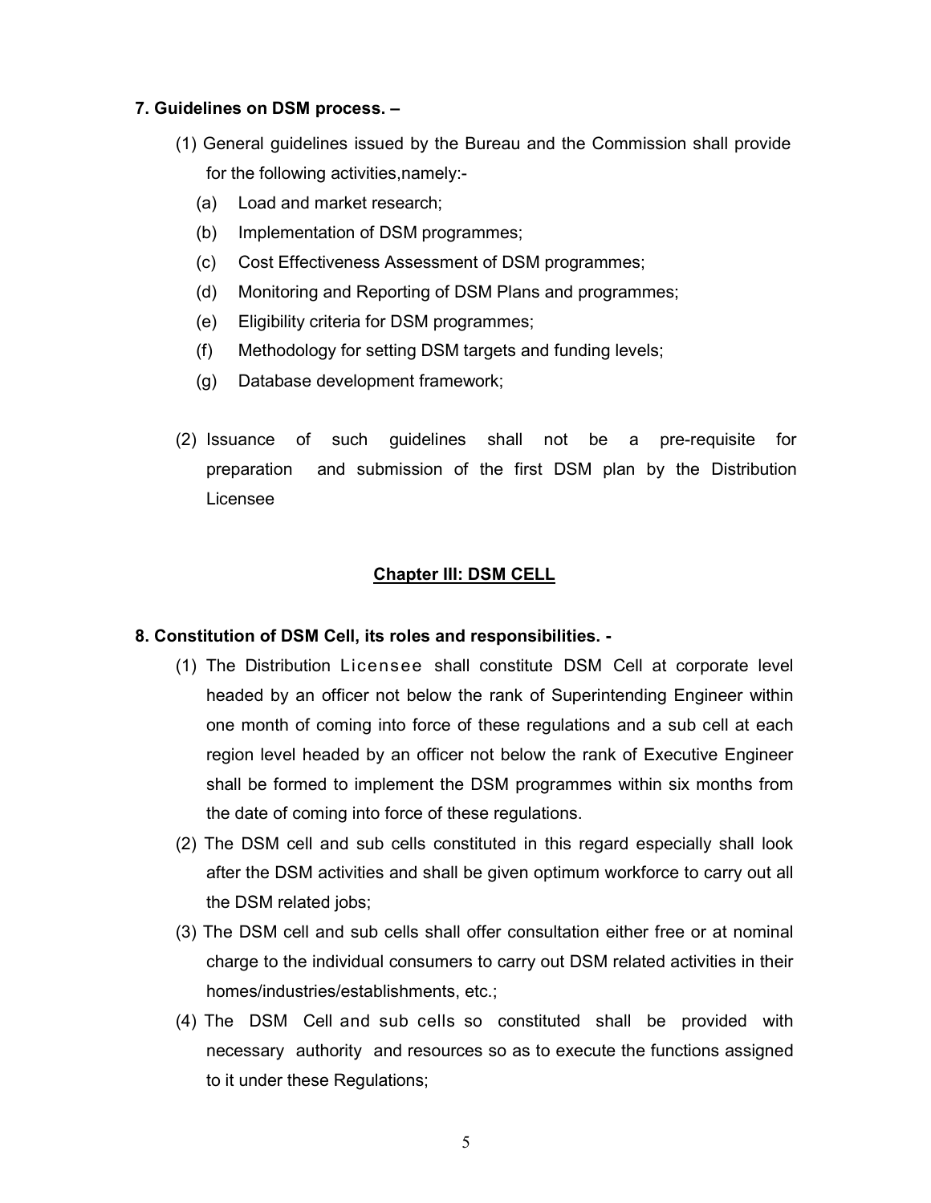**7. Guidelines on DSM process. –**

(1) General guidelines issued by the Bureau and the Commission shall provide for the following activities,namely:-

  (a) Load and market research;
  (b) Implementation of DSM programmes;
  (c) Cost Effectiveness Assessment of DSM programmes;
  (d) Monitoring and Reporting of DSM Plans and programmes;
  (e) Eligibility criteria for DSM programmes;
  (f) Methodology for setting DSM targets and funding levels;
  (g) Database development framework;

(2) Issuance of such guidelines shall not be a pre-requisite for preparation and submission of the first DSM plan by the Distribution Licensee

## Chapter III: DSM CELL

**8. Constitution of DSM Cell, its roles and responsibilities. -**

(1) The Distribution Licensee shall constitute DSM Cell at corporate level headed by an officer not below the rank of Superintending Engineer within one month of coming into force of these regulations and a sub cell at each region level headed by an officer not below the rank of Executive Engineer shall be formed to implement the DSM programmes within six months from the date of coming into force of these regulations.

(2) The DSM cell and sub cells constituted in this regard especially shall look after the DSM activities and shall be given optimum workforce to carry out all the DSM related jobs;

(3) The DSM cell and sub cells shall offer consultation either free or at nominal charge to the individual consumers to carry out DSM related activities in their homes/industries/establishments, etc.;

(4) The DSM Cell and sub cells so constituted shall be provided with necessary authority and resources so as to execute the functions assigned to it under these Regulations;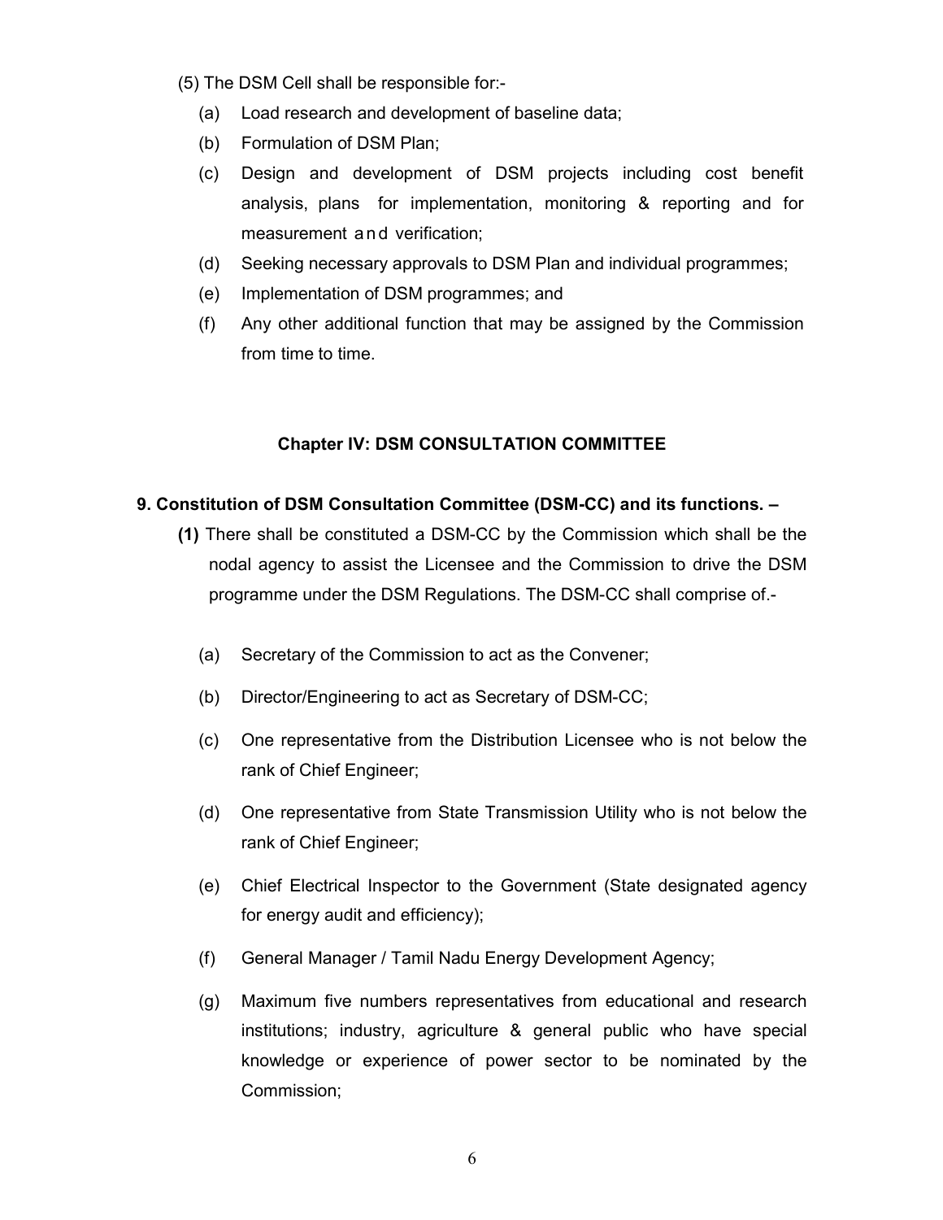(5) The DSM Cell shall be responsible for:-

- (a) Load research and development of baseline data;
- (b) Formulation of DSM Plan;
- (c) Design and development of DSM projects including cost benefit analysis, plans for implementation, monitoring & reporting and for measurement and verification;
- (d) Seeking necessary approvals to DSM Plan and individual programmes;
- (e) Implementation of DSM programmes; and
- (f) Any other additional function that may be assigned by the Commission from time to time.

## Chapter IV: DSM CONSULTATION COMMITTEE

**9. Constitution of DSM Consultation Committee (DSM-CC) and its functions. –**

**(1)** There shall be constituted a DSM-CC by the Commission which shall be the nodal agency to assist the Licensee and the Commission to drive the DSM programme under the DSM Regulations. The DSM-CC shall comprise of.-

- (a) Secretary of the Commission to act as the Convener;
- (b) Director/Engineering to act as Secretary of DSM-CC;
- (c) One representative from the Distribution Licensee who is not below the rank of Chief Engineer;
- (d) One representative from State Transmission Utility who is not below the rank of Chief Engineer;
- (e) Chief Electrical Inspector to the Government (State designated agency for energy audit and efficiency);
- (f) General Manager / Tamil Nadu Energy Development Agency;
- (g) Maximum five numbers representatives from educational and research institutions; industry, agriculture & general public who have special knowledge or experience of power sector to be nominated by the Commission;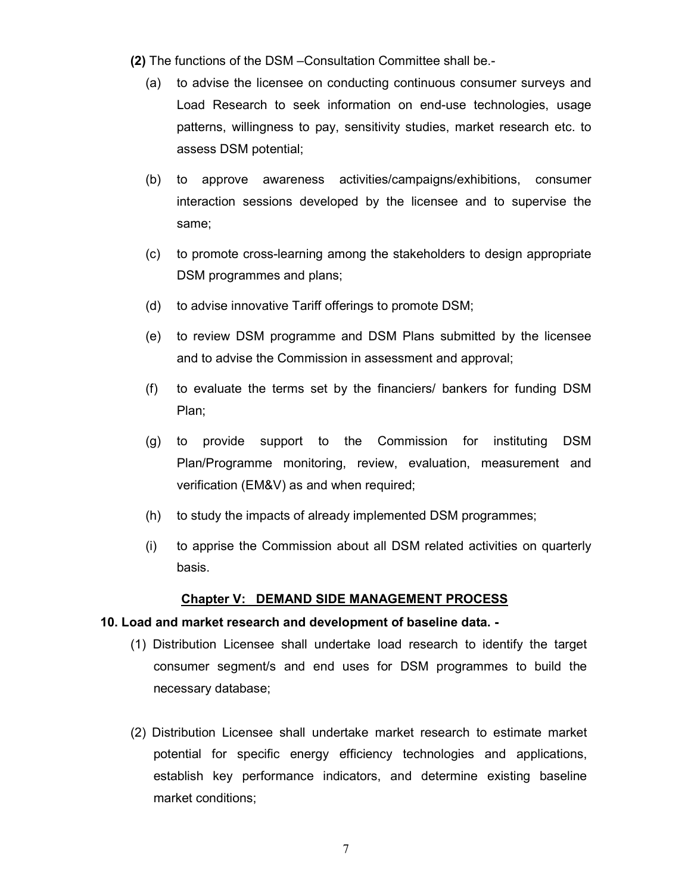**(2)** The functions of the DSM –Consultation Committee shall be.-

(a) to advise the licensee on conducting continuous consumer surveys and Load Research to seek information on end-use technologies, usage patterns, willingness to pay, sensitivity studies, market research etc. to assess DSM potential;

(b) to approve awareness activities/campaigns/exhibitions, consumer interaction sessions developed by the licensee and to supervise the same;

(c) to promote cross-learning among the stakeholders to design appropriate DSM programmes and plans;

(d) to advise innovative Tariff offerings to promote DSM;

(e) to review DSM programme and DSM Plans submitted by the licensee and to advise the Commission in assessment and approval;

(f) to evaluate the terms set by the financiers/ bankers for funding DSM Plan;

(g) to provide support to the Commission for instituting DSM Plan/Programme monitoring, review, evaluation, measurement and verification (EM&V) as and when required;

(h) to study the impacts of already implemented DSM programmes;

(i) to apprise the Commission about all DSM related activities on quarterly basis.

## Chapter V: DEMAND SIDE MANAGEMENT PROCESS

**10. Load and market research and development of baseline data. -**

(1) Distribution Licensee shall undertake load research to identify the target consumer segment/s and end uses for DSM programmes to build the necessary database;

(2) Distribution Licensee shall undertake market research to estimate market potential for specific energy efficiency technologies and applications, establish key performance indicators, and determine existing baseline market conditions;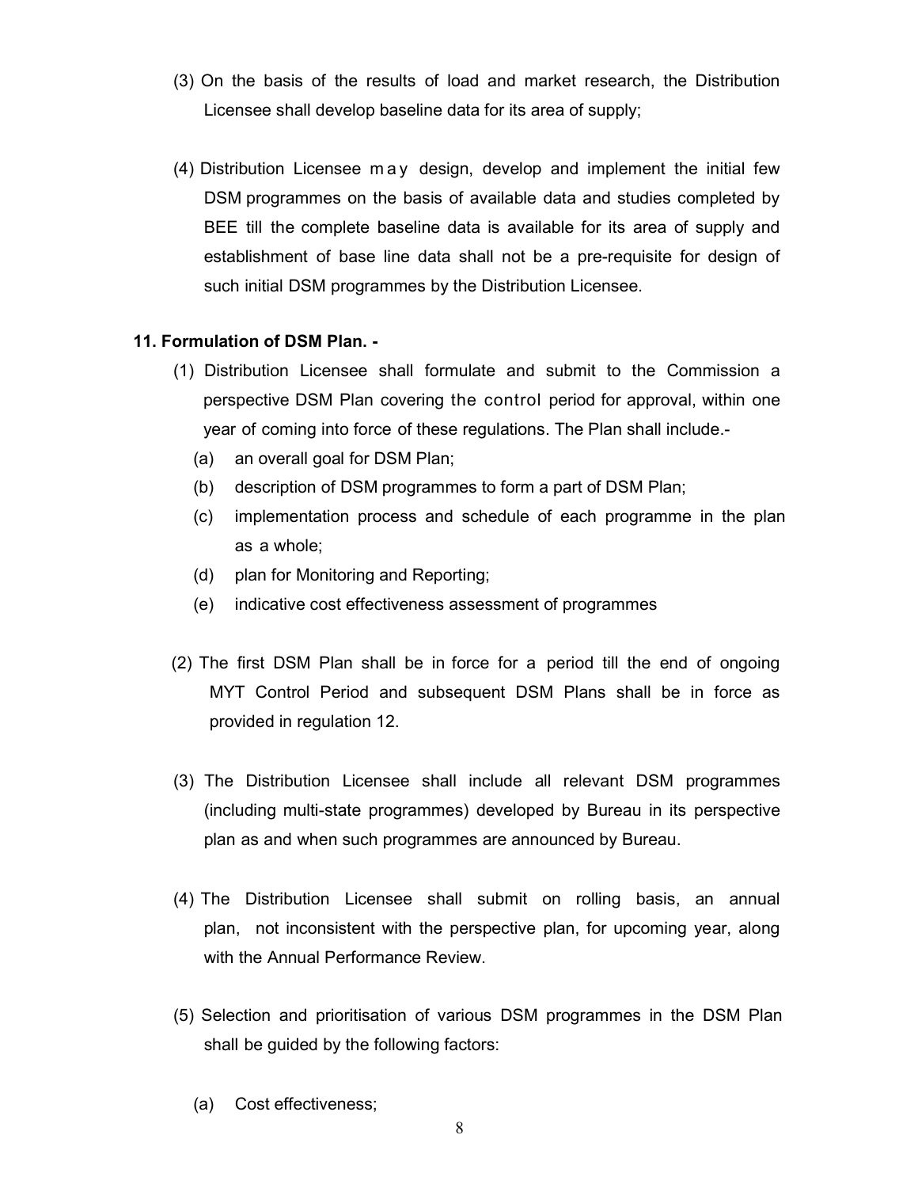(3) On the basis of the results of load and market research, the Distribution Licensee shall develop baseline data for its area of supply;

(4) Distribution Licensee may design, develop and implement the initial few DSM programmes on the basis of available data and studies completed by BEE till the complete baseline data is available for its area of supply and establishment of base line data shall not be a pre-requisite for design of such initial DSM programmes by the Distribution Licensee.

**11. Formulation of DSM Plan. -**

(1) Distribution Licensee shall formulate and submit to the Commission a perspective DSM Plan covering the control period for approval, within one year of coming into force of these regulations. The Plan shall include.-

- (a) an overall goal for DSM Plan;
- (b) description of DSM programmes to form a part of DSM Plan;
- (c) implementation process and schedule of each programme in the plan as a whole;
- (d) plan for Monitoring and Reporting;
- (e) indicative cost effectiveness assessment of programmes

(2) The first DSM Plan shall be in force for a period till the end of ongoing MYT Control Period and subsequent DSM Plans shall be in force as provided in regulation 12.

(3) The Distribution Licensee shall include all relevant DSM programmes (including multi-state programmes) developed by Bureau in its perspective plan as and when such programmes are announced by Bureau.

(4) The Distribution Licensee shall submit on rolling basis, an annual plan, not inconsistent with the perspective plan, for upcoming year, along with the Annual Performance Review.

(5) Selection and prioritisation of various DSM programmes in the DSM Plan shall be guided by the following factors:

- (a) Cost effectiveness;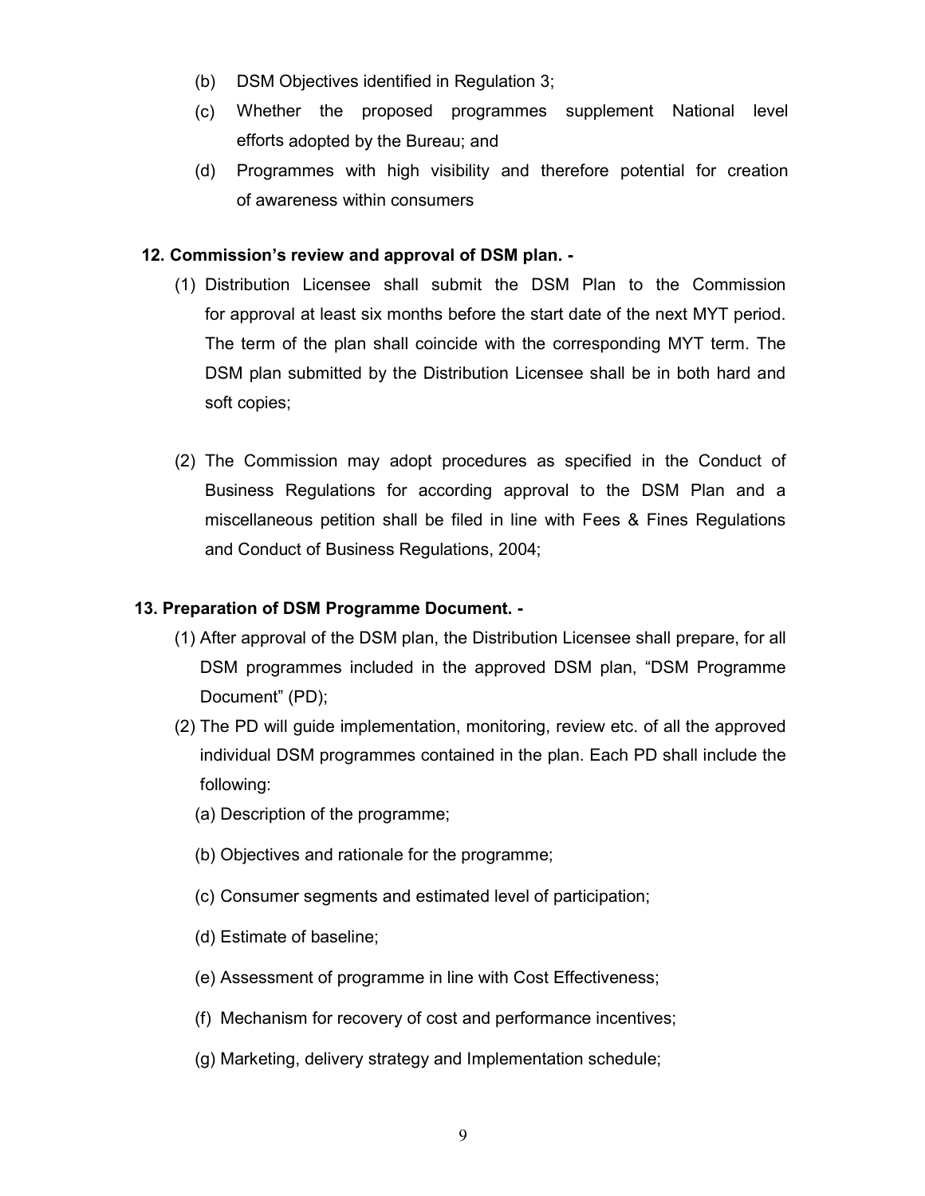(b) DSM Objectives identified in Regulation 3;

(c) Whether the proposed programmes supplement National level efforts adopted by the Bureau; and

(d) Programmes with high visibility and therefore potential for creation of awareness within consumers

**12. Commission's review and approval of DSM plan. -**

(1) Distribution Licensee shall submit the DSM Plan to the Commission for approval at least six months before the start date of the next MYT period. The term of the plan shall coincide with the corresponding MYT term. The DSM plan submitted by the Distribution Licensee shall be in both hard and soft copies;

(2) The Commission may adopt procedures as specified in the Conduct of Business Regulations for according approval to the DSM Plan and a miscellaneous petition shall be filed in line with Fees & Fines Regulations and Conduct of Business Regulations, 2004;

**13. Preparation of DSM Programme Document. -**

(1) After approval of the DSM plan, the Distribution Licensee shall prepare, for all DSM programmes included in the approved DSM plan, "DSM Programme Document" (PD);

(2) The PD will guide implementation, monitoring, review etc. of all the approved individual DSM programmes contained in the plan. Each PD shall include the following:

(a) Description of the programme;

(b) Objectives and rationale for the programme;

(c) Consumer segments and estimated level of participation;

(d) Estimate of baseline;

(e) Assessment of programme in line with Cost Effectiveness;

(f) Mechanism for recovery of cost and performance incentives;

(g) Marketing, delivery strategy and Implementation schedule;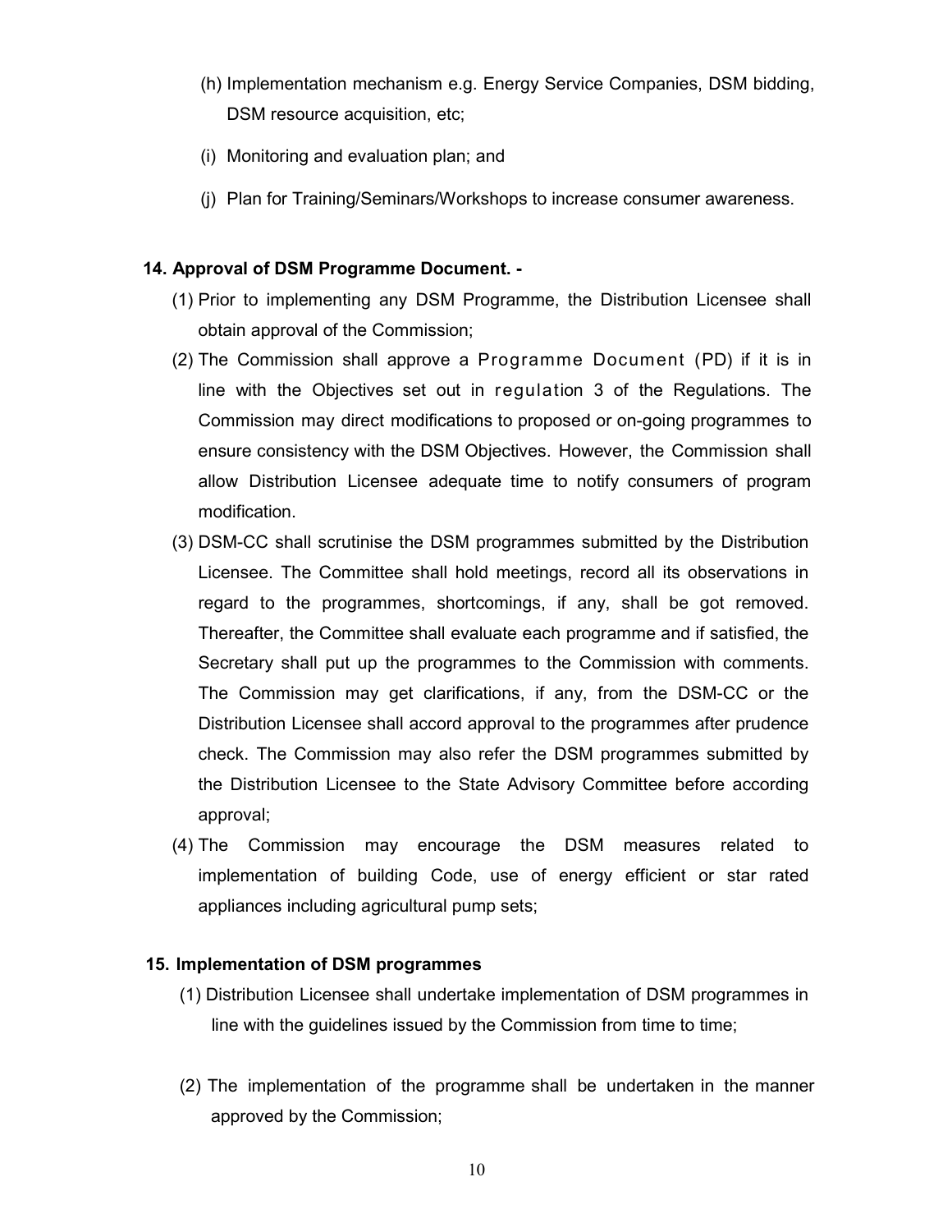(h) Implementation mechanism e.g. Energy Service Companies, DSM bidding, DSM resource acquisition, etc;

(i) Monitoring and evaluation plan; and

(j) Plan for Training/Seminars/Workshops to increase consumer awareness.

**14. Approval of DSM Programme Document. -**

(1) Prior to implementing any DSM Programme, the Distribution Licensee shall obtain approval of the Commission;

(2) The Commission shall approve a Programme Document (PD) if it is in line with the Objectives set out in regulation 3 of the Regulations. The Commission may direct modifications to proposed or on-going programmes to ensure consistency with the DSM Objectives. However, the Commission shall allow Distribution Licensee adequate time to notify consumers of program modification.

(3) DSM-CC shall scrutinise the DSM programmes submitted by the Distribution Licensee. The Committee shall hold meetings, record all its observations in regard to the programmes, shortcomings, if any, shall be got removed. Thereafter, the Committee shall evaluate each programme and if satisfied, the Secretary shall put up the programmes to the Commission with comments. The Commission may get clarifications, if any, from the DSM-CC or the Distribution Licensee shall accord approval to the programmes after prudence check. The Commission may also refer the DSM programmes submitted by the Distribution Licensee to the State Advisory Committee before according approval;

(4) The Commission may encourage the DSM measures related to implementation of building Code, use of energy efficient or star rated appliances including agricultural pump sets;

**15. Implementation of DSM programmes**

(1) Distribution Licensee shall undertake implementation of DSM programmes in line with the guidelines issued by the Commission from time to time;

(2) The implementation of the programme shall be undertaken in the manner approved by the Commission;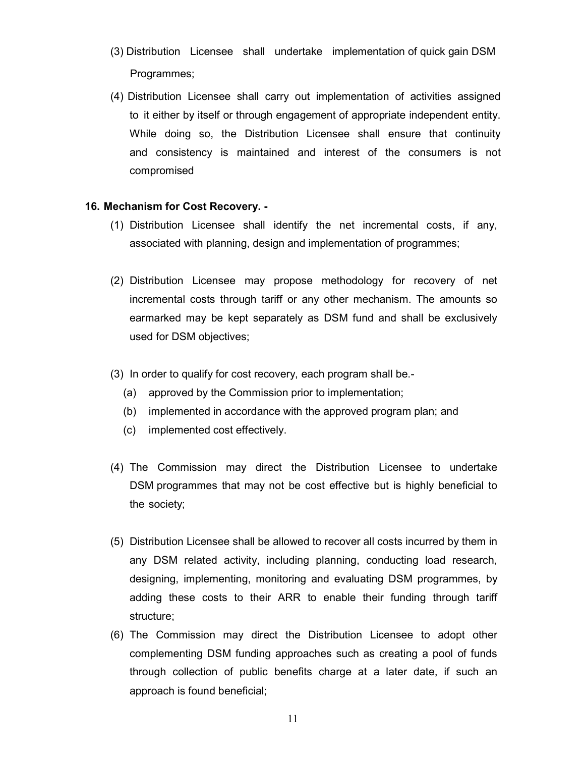(3) Distribution Licensee shall undertake implementation of quick gain DSM Programmes;

(4) Distribution Licensee shall carry out implementation of activities assigned to it either by itself or through engagement of appropriate independent entity. While doing so, the Distribution Licensee shall ensure that continuity and consistency is maintained and interest of the consumers is not compromised

**16. Mechanism for Cost Recovery. -**

(1) Distribution Licensee shall identify the net incremental costs, if any, associated with planning, design and implementation of programmes;

(2) Distribution Licensee may propose methodology for recovery of net incremental costs through tariff or any other mechanism. The amounts so earmarked may be kept separately as DSM fund and shall be exclusively used for DSM objectives;

(3) In order to qualify for cost recovery, each program shall be.-

   (a) approved by the Commission prior to implementation;

   (b) implemented in accordance with the approved program plan; and

   (c) implemented cost effectively.

(4) The Commission may direct the Distribution Licensee to undertake DSM programmes that may not be cost effective but is highly beneficial to the society;

(5) Distribution Licensee shall be allowed to recover all costs incurred by them in any DSM related activity, including planning, conducting load research, designing, implementing, monitoring and evaluating DSM programmes, by adding these costs to their ARR to enable their funding through tariff structure;

(6) The Commission may direct the Distribution Licensee to adopt other complementing DSM funding approaches such as creating a pool of funds through collection of public benefits charge at a later date, if such an approach is found beneficial;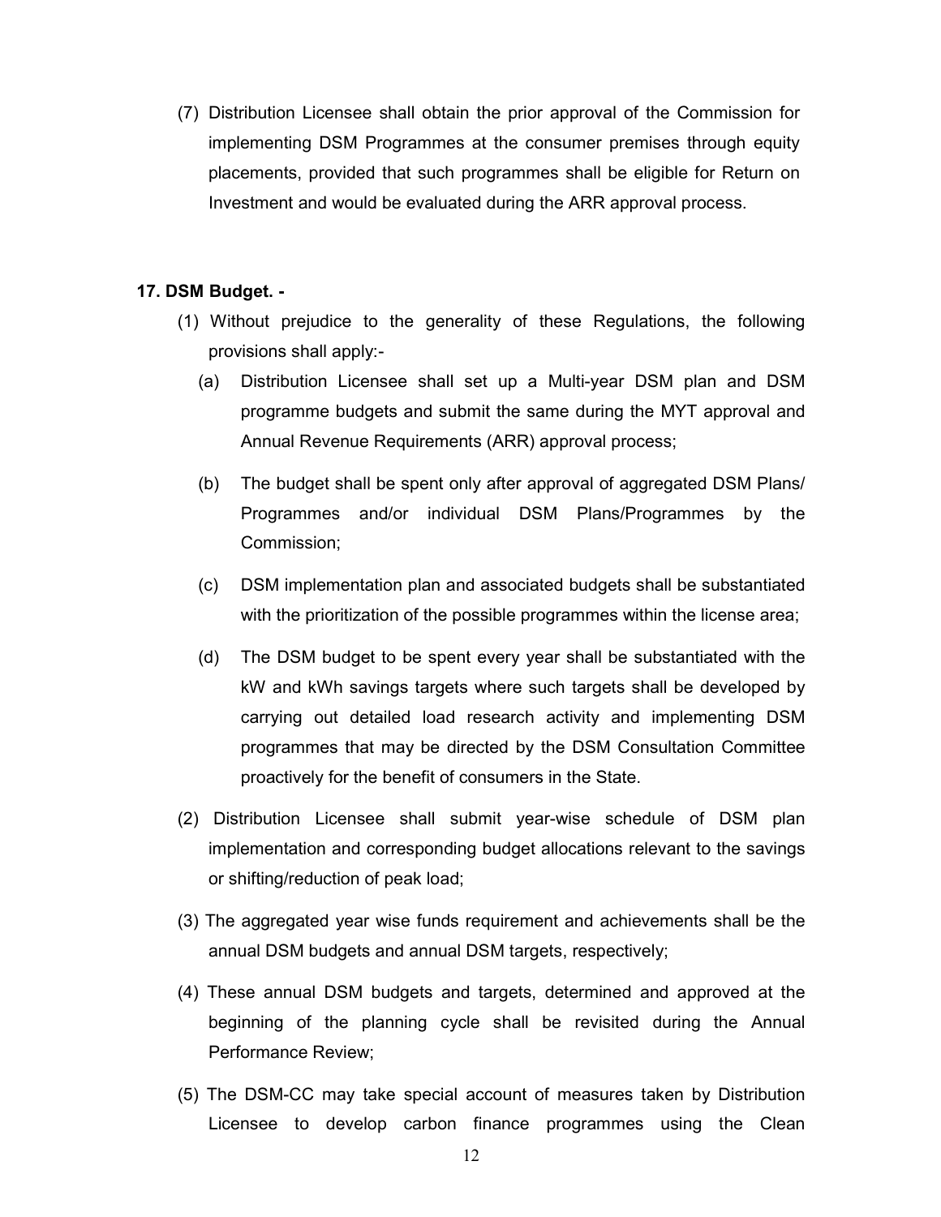(7) Distribution Licensee shall obtain the prior approval of the Commission for implementing DSM Programmes at the consumer premises through equity placements, provided that such programmes shall be eligible for Return on Investment and would be evaluated during the ARR approval process.

**17. DSM Budget. -**

(1) Without prejudice to the generality of these Regulations, the following provisions shall apply:-

(a) Distribution Licensee shall set up a Multi-year DSM plan and DSM programme budgets and submit the same during the MYT approval and Annual Revenue Requirements (ARR) approval process;

(b) The budget shall be spent only after approval of aggregated DSM Plans/ Programmes and/or individual DSM Plans/Programmes by the Commission;

(c) DSM implementation plan and associated budgets shall be substantiated with the prioritization of the possible programmes within the license area;

(d) The DSM budget to be spent every year shall be substantiated with the kW and kWh savings targets where such targets shall be developed by carrying out detailed load research activity and implementing DSM programmes that may be directed by the DSM Consultation Committee proactively for the benefit of consumers in the State.

(2) Distribution Licensee shall submit year-wise schedule of DSM plan implementation and corresponding budget allocations relevant to the savings or shifting/reduction of peak load;

(3) The aggregated year wise funds requirement and achievements shall be the annual DSM budgets and annual DSM targets, respectively;

(4) These annual DSM budgets and targets, determined and approved at the beginning of the planning cycle shall be revisited during the Annual Performance Review;

(5) The DSM-CC may take special account of measures taken by Distribution Licensee to develop carbon finance programmes using the Clean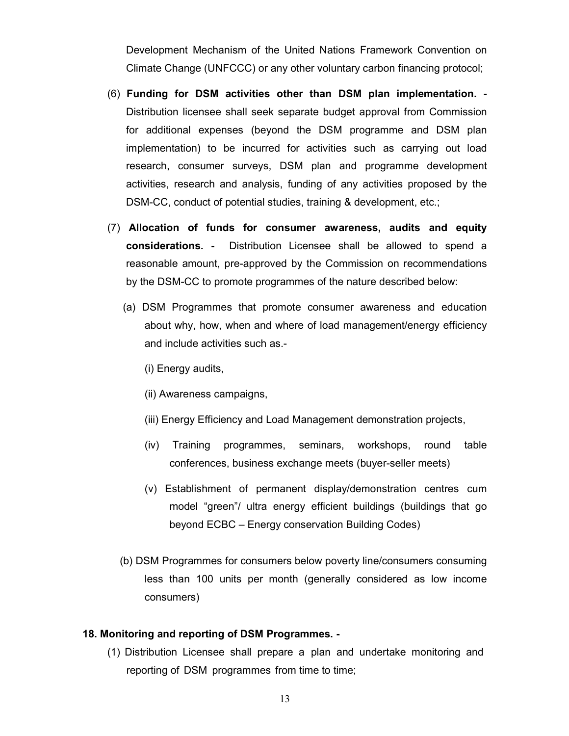Development Mechanism of the United Nations Framework Convention on Climate Change (UNFCCC) or any other voluntary carbon financing protocol;

(6) **Funding for DSM activities other than DSM plan implementation. -** Distribution licensee shall seek separate budget approval from Commission for additional expenses (beyond the DSM programme and DSM plan implementation) to be incurred for activities such as carrying out load research, consumer surveys, DSM plan and programme development activities, research and analysis, funding of any activities proposed by the DSM-CC, conduct of potential studies, training & development, etc.;

(7) **Allocation of funds for consumer awareness, audits and equity considerations. -** Distribution Licensee shall be allowed to spend a reasonable amount, pre-approved by the Commission on recommendations by the DSM-CC to promote programmes of the nature described below:

(a) DSM Programmes that promote consumer awareness and education about why, how, when and where of load management/energy efficiency and include activities such as.-

(i) Energy audits,

(ii) Awareness campaigns,

(iii) Energy Efficiency and Load Management demonstration projects,

(iv) Training programmes, seminars, workshops, round table conferences, business exchange meets (buyer-seller meets)

(v) Establishment of permanent display/demonstration centres cum model "green"/ ultra energy efficient buildings (buildings that go beyond ECBC – Energy conservation Building Codes)

(b) DSM Programmes for consumers below poverty line/consumers consuming less than 100 units per month (generally considered as low income consumers)

**18. Monitoring and reporting of DSM Programmes. -**

(1) Distribution Licensee shall prepare a plan and undertake monitoring and reporting of DSM programmes from time to time;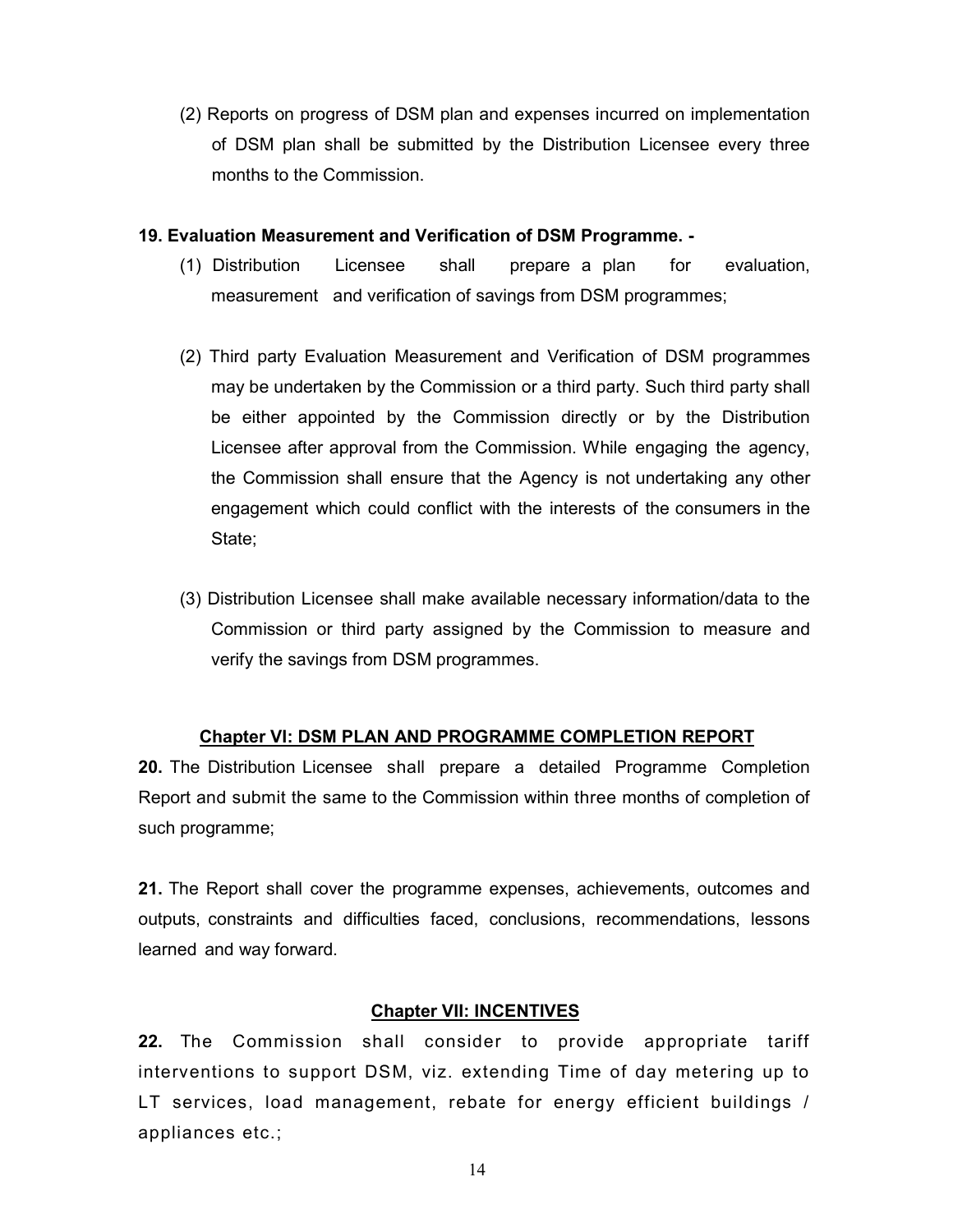(2) Reports on progress of DSM plan and expenses incurred on implementation of DSM plan shall be submitted by the Distribution Licensee every three months to the Commission.

**19. Evaluation Measurement and Verification of DSM Programme. -**

(1) Distribution Licensee shall prepare a plan for evaluation, measurement and verification of savings from DSM programmes;

(2) Third party Evaluation Measurement and Verification of DSM programmes may be undertaken by the Commission or a third party. Such third party shall be either appointed by the Commission directly or by the Distribution Licensee after approval from the Commission. While engaging the agency, the Commission shall ensure that the Agency is not undertaking any other engagement which could conflict with the interests of the consumers in the State;

(3) Distribution Licensee shall make available necessary information/data to the Commission or third party assigned by the Commission to measure and verify the savings from DSM programmes.

## Chapter VI: DSM PLAN AND PROGRAMME COMPLETION REPORT

**20.** The Distribution Licensee shall prepare a detailed Programme Completion Report and submit the same to the Commission within three months of completion of such programme;

**21.** The Report shall cover the programme expenses, achievements, outcomes and outputs, constraints and difficulties faced, conclusions, recommendations, lessons learned and way forward.

## Chapter VII: INCENTIVES

**22.** The Commission shall consider to provide appropriate tariff interventions to support DSM, viz. extending Time of day metering up to LT services, load management, rebate for energy efficient buildings / appliances etc.;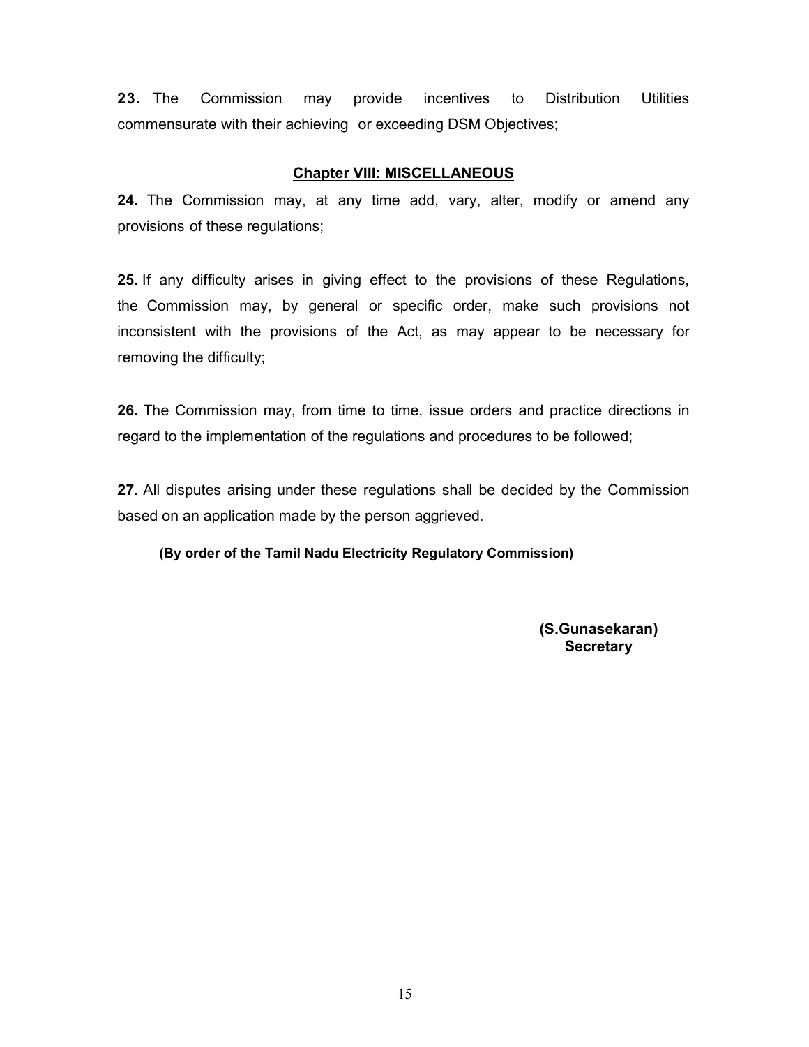**23.** The Commission may provide incentives to Distribution Utilities commensurate with their achieving or exceeding DSM Objectives;

## Chapter VIII: MISCELLANEOUS

**24.** The Commission may, at any time add, vary, alter, modify or amend any provisions of these regulations;

**25.** If any difficulty arises in giving effect to the provisions of these Regulations, the Commission may, by general or specific order, make such provisions not inconsistent with the provisions of the Act, as may appear to be necessary for removing the difficulty;

**26.** The Commission may, from time to time, issue orders and practice directions in regard to the implementation of the regulations and procedures to be followed;

**27.** All disputes arising under these regulations shall be decided by the Commission based on an application made by the person aggrieved.

**(By order of the Tamil Nadu Electricity Regulatory Commission)**

**(S.Gunasekaran)**
**Secretary**